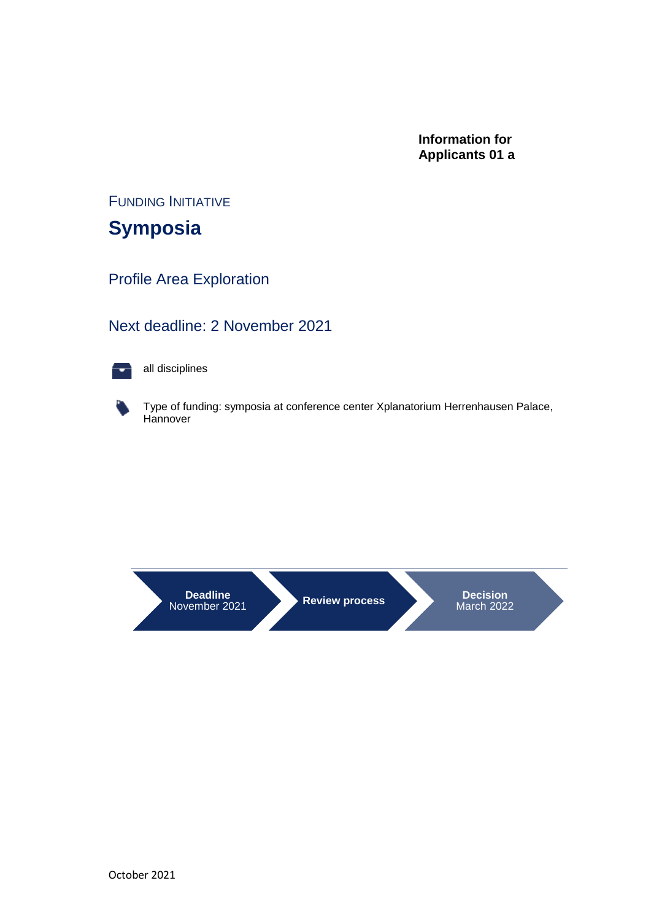**Information for Applicants 01 a**

FUNDING INITIATIVE

# Symposia

## Profile Area Exploration

## Next deadline: 2 November 2021

all disciplines

Type of funding: symposia at conference center Xplanatorium Herrenhausen Palace, Hannover

**Deadline** November 2021 → **Review process** → **Decision** March 2022

October 2021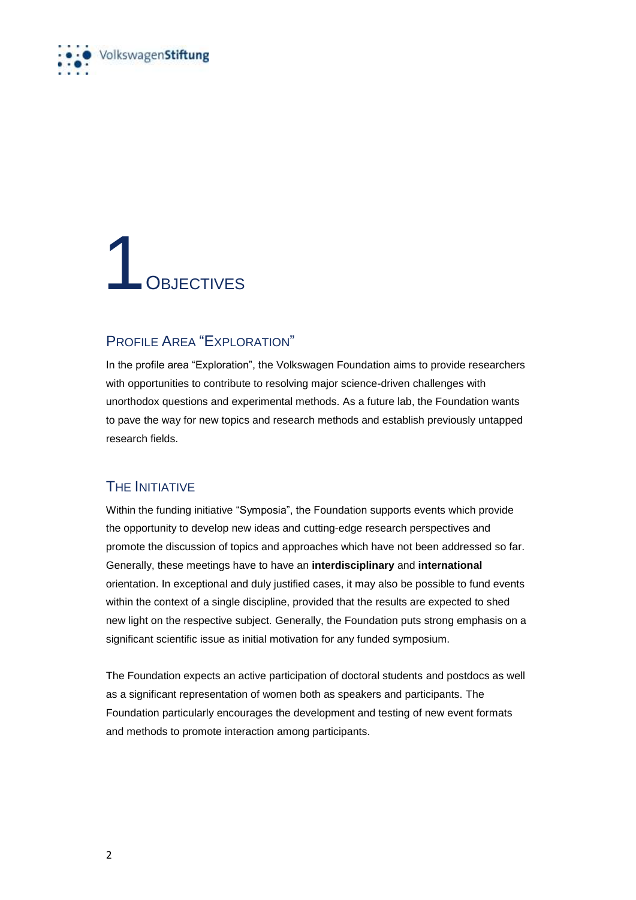# 1 Objectives

## Profile Area "Exploration"

In the profile area "Exploration", the Volkswagen Foundation aims to provide researchers with opportunities to contribute to resolving major science-driven challenges with unorthodox questions and experimental methods. As a future lab, the Foundation wants to pave the way for new topics and research methods and establish previously untapped research fields.

## The Initiative

Within the funding initiative "Symposia", the Foundation supports events which provide the opportunity to develop new ideas and cutting-edge research perspectives and promote the discussion of topics and approaches which have not been addressed so far. Generally, these meetings have to have an **interdisciplinary** and **international** orientation. In exceptional and duly justified cases, it may also be possible to fund events within the context of a single discipline, provided that the results are expected to shed new light on the respective subject. Generally, the Foundation puts strong emphasis on a significant scientific issue as initial motivation for any funded symposium.

The Foundation expects an active participation of doctoral students and postdocs as well as a significant representation of women both as speakers and participants. The Foundation particularly encourages the development and testing of new event formats and methods to promote interaction among participants.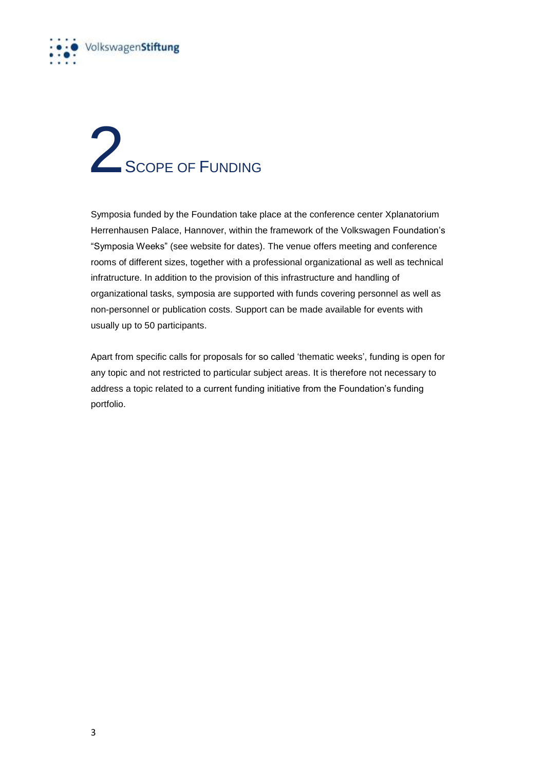# 2 Scope of Funding

Symposia funded by the Foundation take place at the conference center Xplanatorium Herrenhausen Palace, Hannover, within the framework of the Volkswagen Foundation's "Symposia Weeks" (see website for dates). The venue offers meeting and conference rooms of different sizes, together with a professional organizational as well as technical infratructure. In addition to the provision of this infrastructure and handling of organizational tasks, symposia are supported with funds covering personnel as well as non-personnel or publication costs. Support can be made available for events with usually up to 50 participants.

Apart from specific calls for proposals for so called 'thematic weeks', funding is open for any topic and not restricted to particular subject areas. It is therefore not necessary to address a topic related to a current funding initiative from the Foundation's funding portfolio.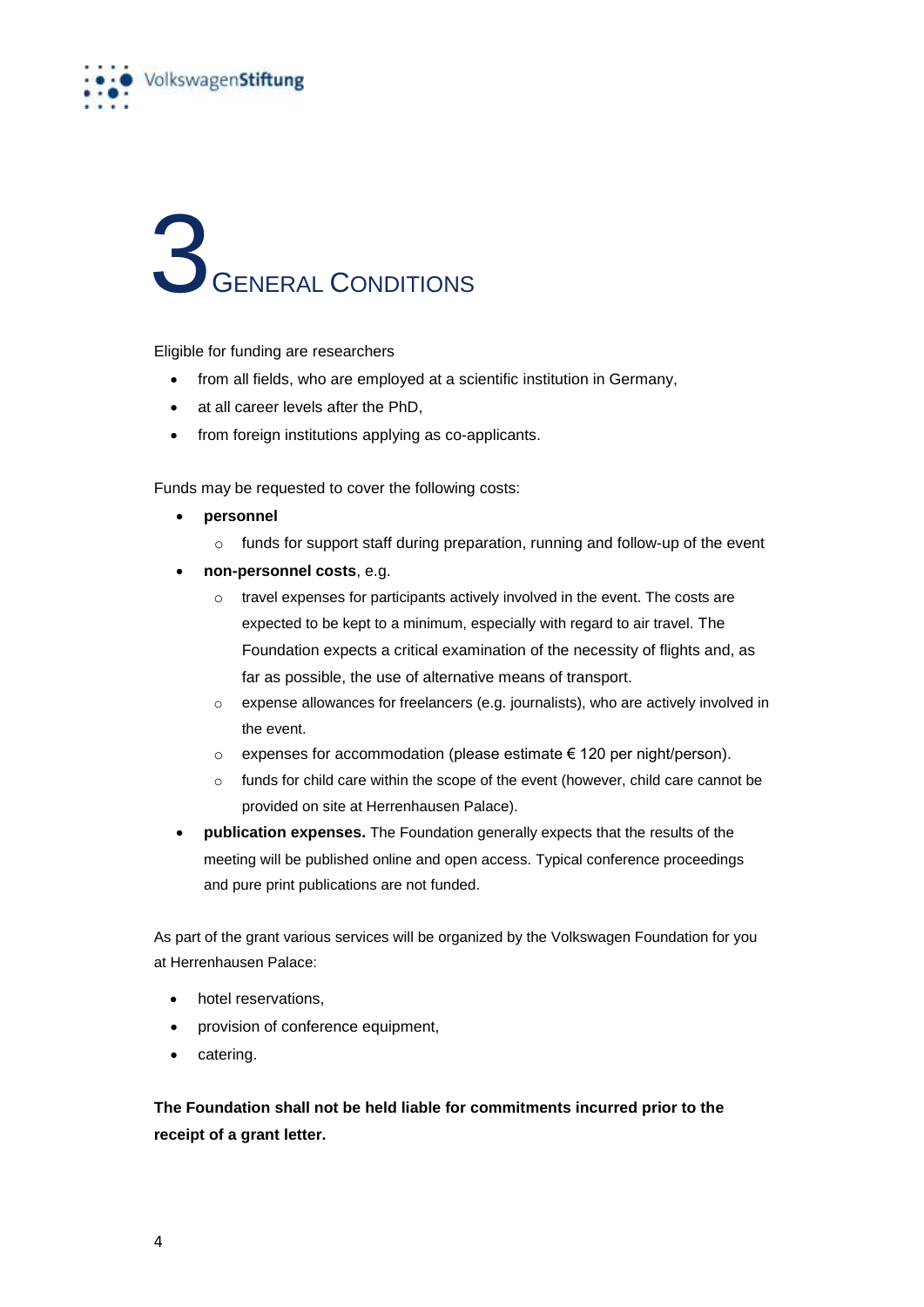# 3 General Conditions

Eligible for funding are researchers

- from all fields, who are employed at a scientific institution in Germany,
- at all career levels after the PhD,
- from foreign institutions applying as co-applicants.

Funds may be requested to cover the following costs:

- **personnel**
  - funds for support staff during preparation, running and follow-up of the event
- **non-personnel costs**, e.g.
  - travel expenses for participants actively involved in the event. The costs are expected to be kept to a minimum, especially with regard to air travel. The Foundation expects a critical examination of the necessity of flights and, as far as possible, the use of alternative means of transport.
  - expense allowances for freelancers (e.g. journalists), who are actively involved in the event.
  - expenses for accommodation (please estimate € 120 per night/person).
  - funds for child care within the scope of the event (however, child care cannot be provided on site at Herrenhausen Palace).
- **publication expenses.** The Foundation generally expects that the results of the meeting will be published online and open access. Typical conference proceedings and pure print publications are not funded.

As part of the grant various services will be organized by the Volkswagen Foundation for you at Herrenhausen Palace:

- hotel reservations,
- provision of conference equipment,
- catering.

**The Foundation shall not be held liable for commitments incurred prior to the receipt of a grant letter.**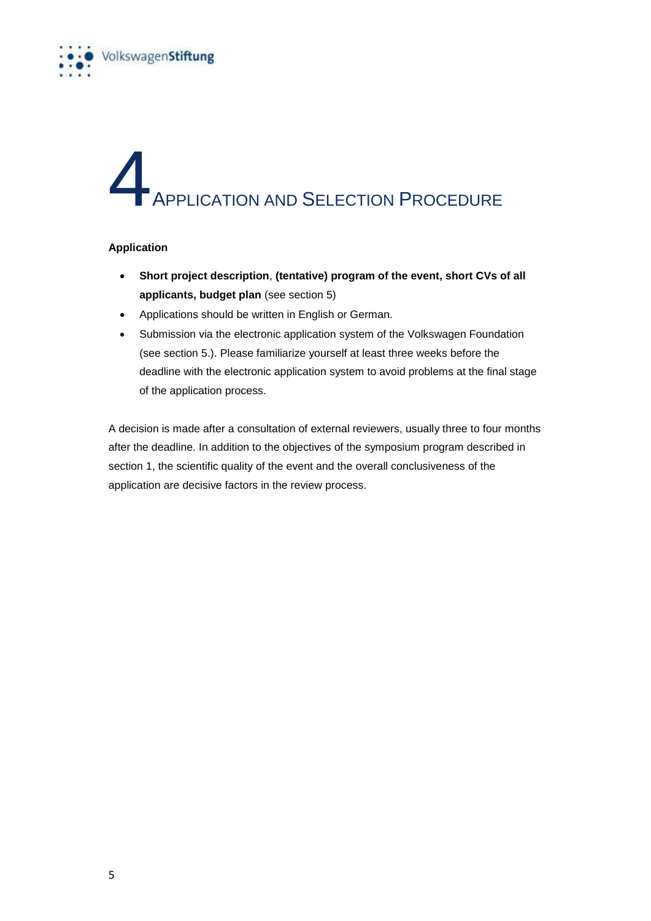# 4 Application and Selection Procedure

**Application**

- **Short project description**, **(tentative) program of the event, short CVs of all applicants, budget plan** (see section 5)
- Applications should be written in English or German.
- Submission via the electronic application system of the Volkswagen Foundation (see section 5.). Please familiarize yourself at least three weeks before the deadline with the electronic application system to avoid problems at the final stage of the application process.

A decision is made after a consultation of external reviewers, usually three to four months after the deadline. In addition to the objectives of the symposium program described in section 1, the scientific quality of the event and the overall conclusiveness of the application are decisive factors in the review process.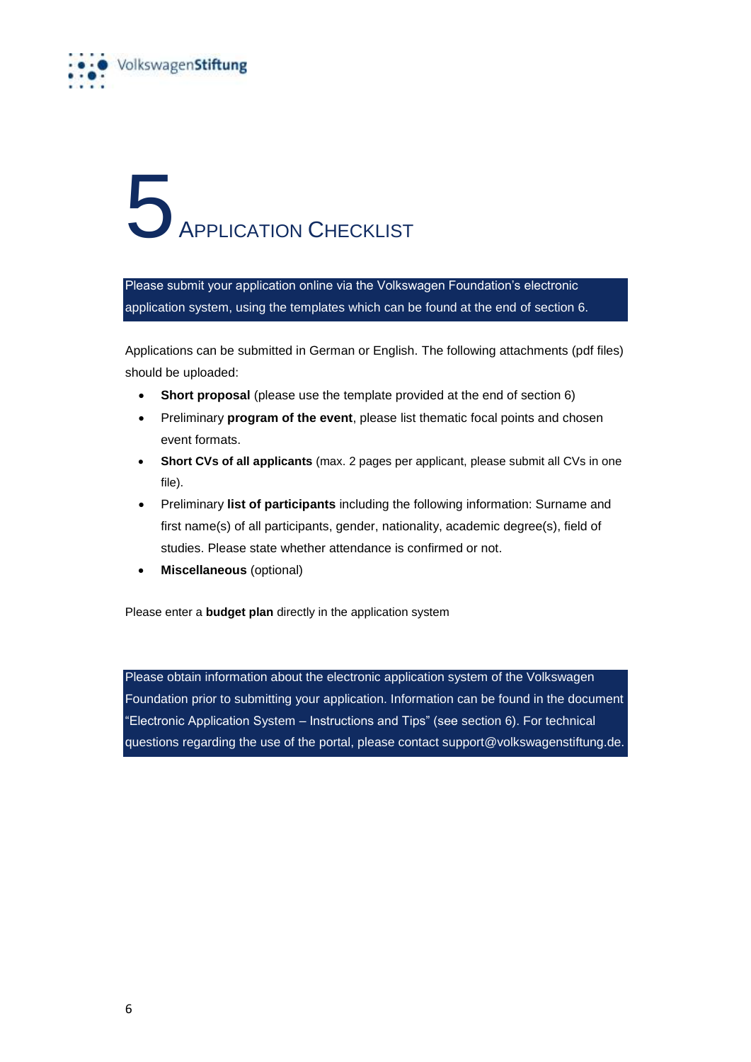# 5 Application Checklist

Please submit your application online via the Volkswagen Foundation's electronic application system, using the templates which can be found at the end of section 6.

Applications can be submitted in German or English. The following attachments (pdf files) should be uploaded:

- **Short proposal** (please use the template provided at the end of section 6)
- Preliminary **program of the event**, please list thematic focal points and chosen event formats.
- **Short CVs of all applicants** (max. 2 pages per applicant, please submit all CVs in one file).
- Preliminary **list of participants** including the following information: Surname and first name(s) of all participants, gender, nationality, academic degree(s), field of studies. Please state whether attendance is confirmed or not.
- **Miscellaneous** (optional)

Please enter a **budget plan** directly in the application system

Please obtain information about the electronic application system of the Volkswagen Foundation prior to submitting your application. Information can be found in the document "Electronic Application System – Instructions and Tips" (see section 6). For technical questions regarding the use of the portal, please contact support@volkswagenstiftung.de.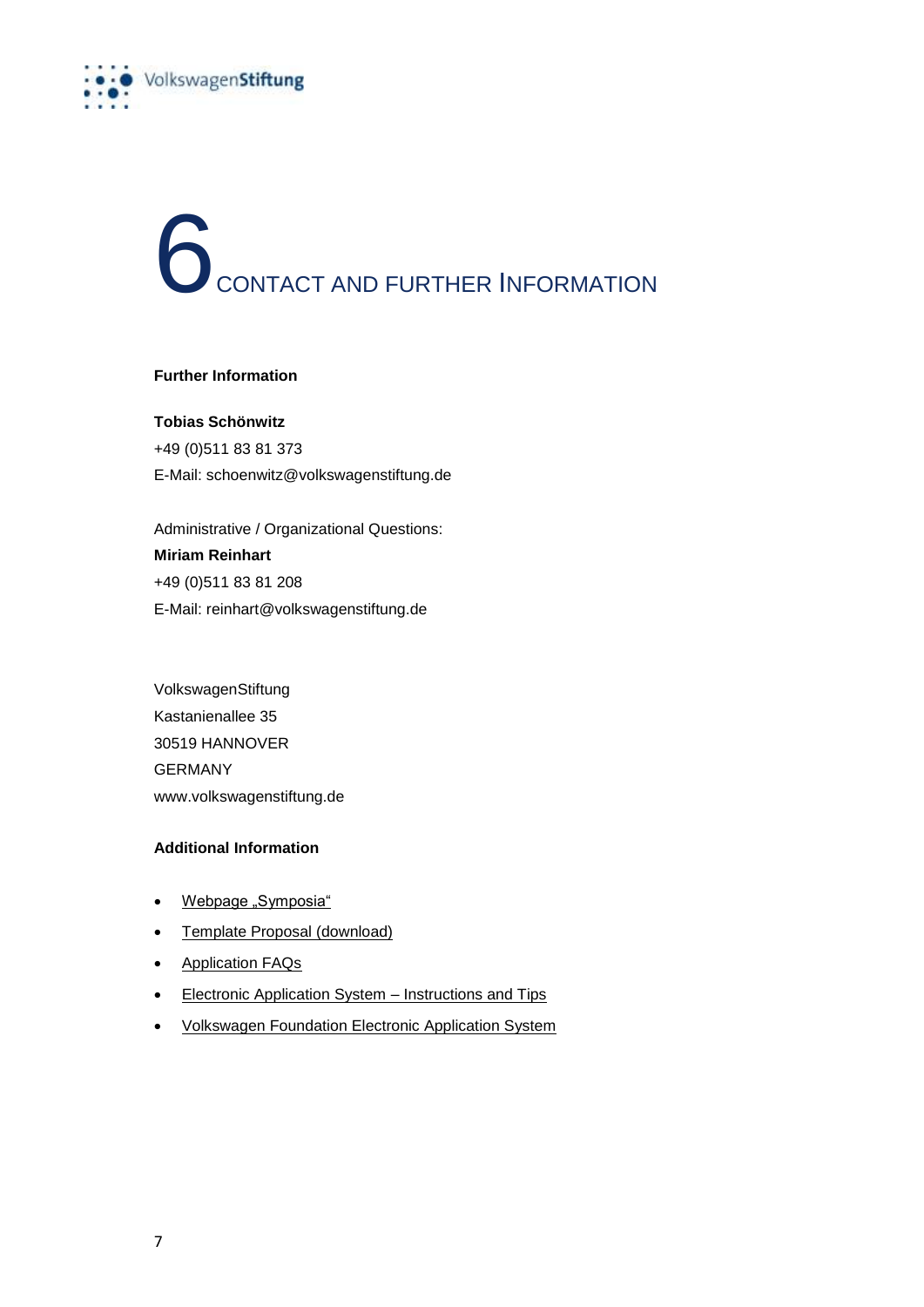# 6 Contact and Further Information

**Further Information**

**Tobias Schönwitz**
+49 (0)511 83 81 373
E-Mail: schoenwitz@volkswagenstiftung.de

Administrative / Organizational Questions:
**Miriam Reinhart**
+49 (0)511 83 81 208
E-Mail: reinhart@volkswagenstiftung.de

VolkswagenStiftung
Kastanienallee 35
30519 HANNOVER
GERMANY
www.volkswagenstiftung.de

**Additional Information**

- Webpage „Symposia"
- Template Proposal (download)
- Application FAQs
- Electronic Application System – Instructions and Tips
- Volkswagen Foundation Electronic Application System